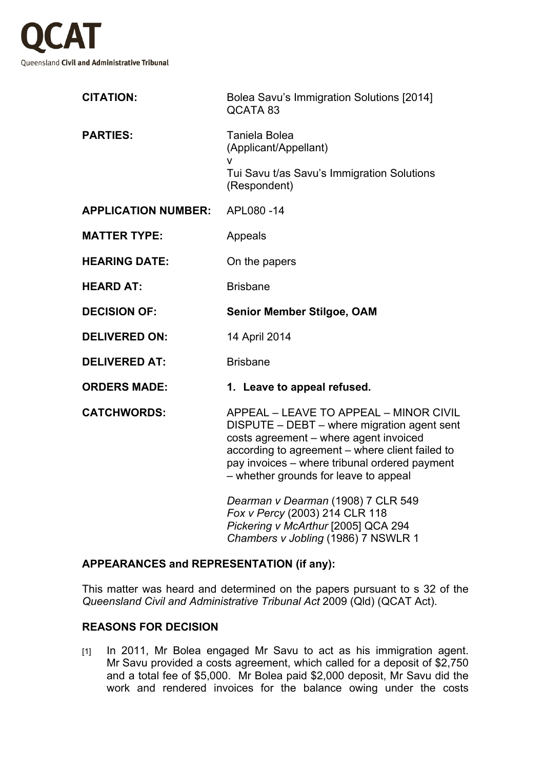**QCAT**

Queensland **Civil and Administrative Tribunal**

| | |
|---|---|
| **CITATION:** | Bolea Savu's Immigration Solutions [2014] QCATA 83 |
| **PARTIES:** | Taniela Bolea (Applicant/Appellant) v Tui Savu t/as Savu's Immigration Solutions (Respondent) |
| **APPLICATION NUMBER:** | APL080 -14 |
| **MATTER TYPE:** | Appeals |
| **HEARING DATE:** | On the papers |
| **HEARD AT:** | Brisbane |
| **DECISION OF:** | **Senior Member Stilgoe, OAM** |
| **DELIVERED ON:** | 14 April 2014 |
| **DELIVERED AT:** | Brisbane |
| **ORDERS MADE:** | **1. Leave to appeal refused.** |
| **CATCHWORDS:** | APPEAL – LEAVE TO APPEAL – MINOR CIVIL DISPUTE – DEBT – where migration agent sent costs agreement – where agent invoiced according to agreement – where client failed to pay invoices – where tribunal ordered payment – whether grounds for leave to appeal<br><br>*Dearman v Dearman* (1908) 7 CLR 549<br>*Fox v Percy* (2003) 214 CLR 118<br>*Pickering v McArthur* [2005] QCA 294<br>*Chambers v Jobling* (1986) 7 NSWLR 1 |

## APPEARANCES and REPRESENTATION (if any):

This matter was heard and determined on the papers pursuant to s 32 of the *Queensland Civil and Administrative Tribunal Act* 2009 (Qld) (QCAT Act).

## REASONS FOR DECISION

[1] In 2011, Mr Bolea engaged Mr Savu to act as his immigration agent. Mr Savu provided a costs agreement, which called for a deposit of $2,750 and a total fee of $5,000. Mr Bolea paid $2,000 deposit, Mr Savu did the work and rendered invoices for the balance owing under the costs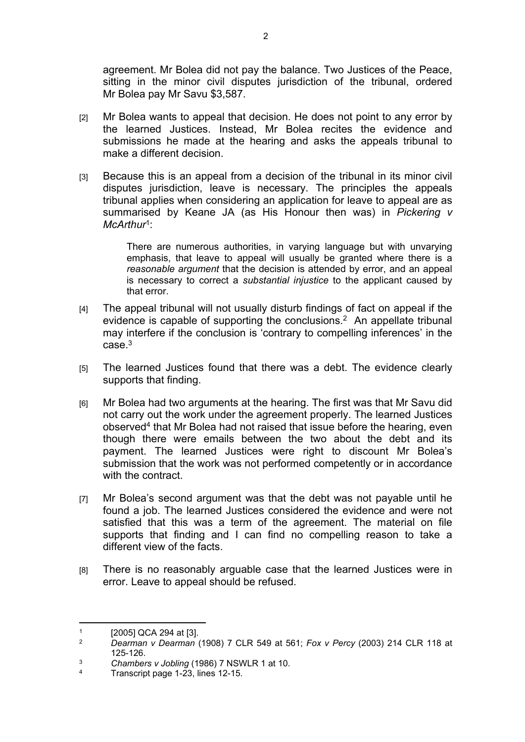agreement. Mr Bolea did not pay the balance. Two Justices of the Peace, sitting in the minor civil disputes jurisdiction of the tribunal, ordered Mr Bolea pay Mr Savu $3,587.

[2] Mr Bolea wants to appeal that decision. He does not point to any error by the learned Justices. Instead, Mr Bolea recites the evidence and submissions he made at the hearing and asks the appeals tribunal to make a different decision.

[3] Because this is an appeal from a decision of the tribunal in its minor civil disputes jurisdiction, leave is necessary. The principles the appeals tribunal applies when considering an application for leave to appeal are as summarised by Keane JA (as His Honour then was) in *Pickering v McArthur*[1]:

> There are numerous authorities, in varying language but with unvarying emphasis, that leave to appeal will usually be granted where there is a *reasonable argument* that the decision is attended by error, and an appeal is necessary to correct a *substantial injustice* to the applicant caused by that error.

[4] The appeal tribunal will not usually disturb findings of fact on appeal if the evidence is capable of supporting the conclusions.[2] An appellate tribunal may interfere if the conclusion is 'contrary to compelling inferences' in the case.[3]

[5] The learned Justices found that there was a debt. The evidence clearly supports that finding.

[6] Mr Bolea had two arguments at the hearing. The first was that Mr Savu did not carry out the work under the agreement properly. The learned Justices observed[4] that Mr Bolea had not raised that issue before the hearing, even though there were emails between the two about the debt and its payment. The learned Justices were right to discount Mr Bolea's submission that the work was not performed competently or in accordance with the contract.

[7] Mr Bolea's second argument was that the debt was not payable until he found a job. The learned Justices considered the evidence and were not satisfied that this was a term of the agreement. The material on file supports that finding and I can find no compelling reason to take a different view of the facts.

[8] There is no reasonably arguable case that the learned Justices were in error. Leave to appeal should be refused.

---

[1] [2005] QCA 294 at [3].

[2] *Dearman v Dearman* (1908) 7 CLR 549 at 561; *Fox v Percy* (2003) 214 CLR 118 at 125-126.

[3] *Chambers v Jobling* (1986) 7 NSWLR 1 at 10.

[4] Transcript page 1-23, lines 12-15.